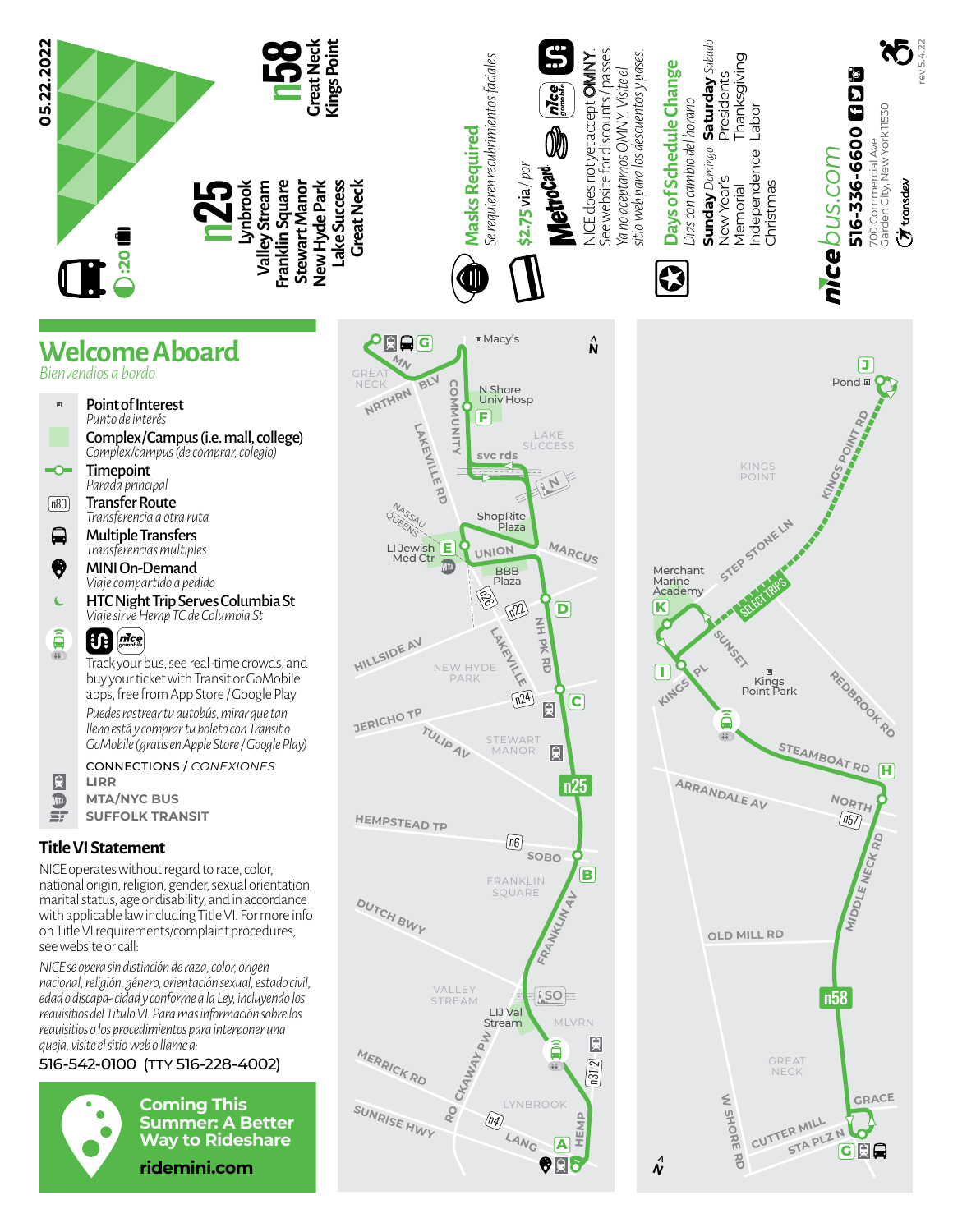**05.22.2022**

:20

# n25

Lynbrook
Valley Stream
Franklin Square
Stewart Manor
New Hyde Park
Lake Success
Great Neck

# n58

Great Neck
Kings Point

**Masks Required**
*Se requieren recubrimientos faciales*

**$2.75 via / por** MetroCard

NICE does not yet accept **OMNY**. See website for discounts / passes.
*Ya no aceptamos OMNY. Visite el sitio web para los descuentos y pases.*

**Days of Schedule Change**
*Días con cambio del horario*

**Sunday** *Domingo* **Saturday** *Sábado*
New Year's — Presidents
Memorial — Thanksgiving
Independence — Labor
Christmas

nicebus.com
**516-336-6600**
700 Commercial Ave
Garden City, New York 11530
transdev

rev 5.4.22

## Welcome Aboard
*Bienvenidos a bordo*

- **Point of Interest** — *Punto de interés*
- **Complex/Campus (i.e. mall, college)** — *Complex/campus (de comprar, colegio)*
- **Timepoint** — *Parada principal*
- **Transfer Route** — *Transferencia a otra ruta*
- **Multiple Transfers** — *Transferencias multiples*
- **MINI On-Demand** — *Viaje compartido a pedido*
- **HTC Night Trip Serves Columbia St** — *Viaje sirve Hemp TC de Columbia St*

Track your bus, see real-time crowds, and buy your ticket with Transit or GoMobile apps, free from App Store / Google Play

*Puedes rastrear tu autobús, mirar que tan lleno está y comprar tu boleto con Transit o GoMobile (gratis en Apple Store / Google Play)*

CONNECTIONS / *CONEXIONES*
- LIRR
- MTA/NYC BUS
- SUFFOLK TRANSIT

### Title VI Statement

NICE operates without regard to race, color, national origin, religion, gender, sexual orientation, marital status, age or disability, and in accordance with applicable law including Title VI. For more info on Title VI requirements/complaint procedures, see website or call:

*NICE se opera sin distinción de raza, color, origen nacional, religión, género, orientación sexual, estado civil, edad o discapa- cidad y conforme a la Ley, incluyendo los requisitos del Titulo VI. Para mas información sobre los requisitos o los procedimientos para interponer una queja, visite el sitio web o llame a:*

516-542-0100 (TTY 516-228-4002)

**Coming This Summer: A Better Way to Rideshare**
**ridemini.com**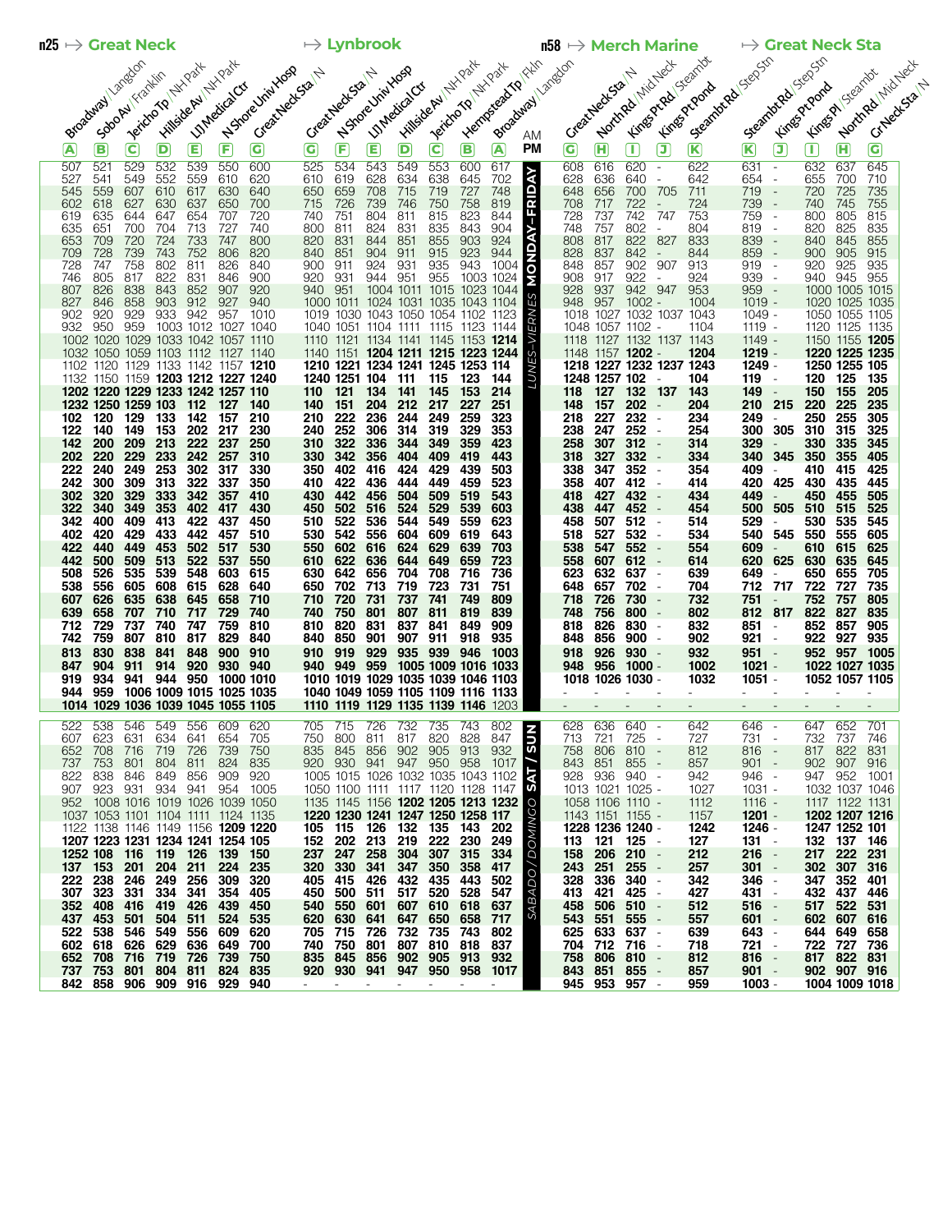## n25 → Great Neck

**MONDAY–FRIDAY / LUNES–VIERNES**

| Broadway/Langdon (A) | Sobo Av/Franklin (B) | Jericho Tp/NH Park (C) | Hillside Av/NH Park (D) | LIJ Medical Ctr (E) | N Shore Univ Hosp (F) | Great Neck Sta/N (G) |
|---|---|---|---|---|---|---|
| 507 | 521 | 529 | 532 | 539 | 550 | 600 |
| 527 | 541 | 549 | 552 | 559 | 610 | 620 |
| 545 | 559 | 607 | 610 | 617 | 630 | 640 |
| 602 | 618 | 627 | 630 | 637 | 650 | 700 |
| 619 | 635 | 644 | 647 | 654 | 707 | 720 |
| 635 | 651 | 700 | 704 | 713 | 727 | 740 |
| 653 | 709 | 720 | 724 | 733 | 747 | 800 |
| 709 | 728 | 739 | 743 | 752 | 806 | 820 |
| 728 | 747 | 758 | 802 | 811 | 826 | 840 |
| 746 | 805 | 817 | 822 | 831 | 846 | 900 |
| 807 | 826 | 838 | 843 | 852 | 907 | 920 |
| 827 | 846 | 858 | 903 | 912 | 927 | 940 |
| 902 | 920 | 929 | 933 | 942 | 957 | 1010 |
| 932 | 950 | 959 | 1003 | 1012 | 1027 | 1040 |
| 1002 | 1020 | 1029 | 1033 | 1042 | 1057 | 1110 |
| 1032 | 1050 | 1059 | 1103 | 1112 | 1127 | 1140 |
| 1102 | 1120 | 1129 | 1133 | 1142 | 1157 | 1210 |
| 1132 | 1150 | 1159 | 1203 | 1212 | 1227 | 1240 |
| 1202 | 1220 | 1229 | 1233 | 1242 | 1257 | 110 |
| 1232 | 1250 | 1259 | 103 | 112 | 127 | 140 |
| 102 | 120 | 129 | 133 | 142 | 157 | 210 |
| 122 | 140 | 149 | 153 | 202 | 217 | 230 |
| 142 | 200 | 209 | 213 | 222 | 237 | 250 |
| 202 | 220 | 229 | 233 | 242 | 257 | 310 |
| 222 | 240 | 249 | 253 | 302 | 317 | 330 |
| 242 | 300 | 309 | 313 | 322 | 337 | 350 |
| 302 | 320 | 329 | 333 | 342 | 357 | 410 |
| 322 | 340 | 349 | 353 | 402 | 417 | 430 |
| 342 | 400 | 409 | 413 | 422 | 437 | 450 |
| 402 | 420 | 429 | 433 | 442 | 457 | 510 |
| 422 | 440 | 449 | 453 | 502 | 517 | 530 |
| 442 | 500 | 509 | 513 | 522 | 537 | 550 |
| 508 | 526 | 535 | 539 | 548 | 603 | 615 |
| 538 | 556 | 605 | 608 | 615 | 628 | 640 |
| 607 | 626 | 635 | 638 | 645 | 658 | 710 |
| 639 | 658 | 707 | 710 | 717 | 729 | 740 |
| 712 | 729 | 737 | 740 | 747 | 759 | 810 |
| 742 | 759 | 807 | 810 | 817 | 829 | 840 |
| 813 | 830 | 838 | 841 | 848 | 900 | 910 |
| 847 | 904 | 911 | 914 | 920 | 930 | 940 |
| 919 | 934 | 941 | 944 | 950 | 1000 | 1010 |
| 944 | 959 | 1006 | 1009 | 1015 | 1025 | 1035 |
| 1014 | 1029 | 1036 | 1039 | 1045 | 1055 | 1105 |

**SAT / SUN – SABADO / DOMINGO**

| Broadway/Langdon (A) | Sobo Av/Franklin (B) | Jericho Tp/NH Park (C) | Hillside Av/NH Park (D) | LIJ Medical Ctr (E) | N Shore Univ Hosp (F) | Great Neck Sta/N (G) |
|---|---|---|---|---|---|---|
| 522 | 538 | 546 | 549 | 556 | 609 | 620 |
| 607 | 623 | 631 | 634 | 641 | 654 | 705 |
| 652 | 708 | 716 | 719 | 726 | 739 | 750 |
| 737 | 753 | 801 | 804 | 811 | 824 | 835 |
| 822 | 838 | 846 | 849 | 856 | 909 | 920 |
| 907 | 923 | 931 | 934 | 941 | 954 | 1005 |
| 952 | 1008 | 1016 | 1019 | 1026 | 1039 | 1050 |
| 1037 | 1053 | 1101 | 1104 | 1111 | 1124 | 1135 |
| 1122 | 1138 | 1146 | 1149 | 1156 | 1209 | 1220 |
| 1207 | 1223 | 1231 | 1234 | 1241 | 1254 | 105 |
| 1252 | 108 | 116 | 119 | 126 | 139 | 150 |
| 137 | 153 | 201 | 204 | 211 | 224 | 235 |
| 222 | 238 | 246 | 249 | 256 | 309 | 320 |
| 307 | 323 | 331 | 334 | 341 | 354 | 405 |
| 352 | 408 | 416 | 419 | 426 | 439 | 450 |
| 437 | 453 | 501 | 504 | 511 | 524 | 535 |
| 522 | 538 | 546 | 549 | 556 | 609 | 620 |
| 602 | 618 | 626 | 629 | 636 | 649 | 700 |
| 652 | 708 | 716 | 719 | 726 | 739 | 750 |
| 737 | 753 | 801 | 804 | 811 | 824 | 835 |
| 842 | 858 | 906 | 909 | 916 | 929 | 940 |

## → Lynbrook

**MONDAY–FRIDAY / LUNES–VIERNES**

| Great Neck Sta/N (G) | N Shore Univ Hosp (F) | LIJ Medical Ctr (E) | Hillside Av/NH Park (D) | Jericho Tp/NH Park (C) | Hempstead Tp/Fkln (B) | Broadway/Langdon (A) |
|---|---|---|---|---|---|---|
| 525 | 534 | 543 | 549 | 553 | 600 | 617 |
| 610 | 619 | 628 | 634 | 638 | 645 | 702 |
| 650 | 659 | 708 | 715 | 719 | 727 | 748 |
| 715 | 726 | 739 | 746 | 750 | 758 | 819 |
| 740 | 751 | 804 | 811 | 815 | 823 | 844 |
| 800 | 811 | 824 | 831 | 835 | 843 | 904 |
| 820 | 831 | 844 | 851 | 855 | 903 | 924 |
| 840 | 851 | 904 | 911 | 915 | 923 | 944 |
| 900 | 911 | 924 | 931 | 935 | 943 | 1004 |
| 920 | 931 | 944 | 951 | 955 | 1003 | 1024 |
| 940 | 951 | 1004 | 1011 | 1015 | 1023 | 1044 |
| 1000 | 1011 | 1024 | 1031 | 1035 | 1043 | 1104 |
| 1019 | 1030 | 1043 | 1050 | 1054 | 1102 | 1123 |
| 1040 | 1051 | 1104 | 1111 | 1115 | 1123 | 1144 |
| 1110 | 1121 | 1134 | 1141 | 1145 | 1153 | 1214 |
| 1140 | 1151 | 1204 | 1211 | 1215 | 1223 | 1244 |
| 1210 | 1221 | 1234 | 1241 | 1245 | 1253 | 114 |
| 1240 | 1251 | 104 | 111 | 115 | 123 | 144 |
| 110 | 121 | 134 | 141 | 145 | 153 | 214 |
| 140 | 151 | 204 | 212 | 217 | 227 | 251 |
| 210 | 222 | 236 | 244 | 249 | 259 | 323 |
| 240 | 252 | 306 | 314 | 319 | 329 | 353 |
| 310 | 322 | 336 | 344 | 349 | 359 | 423 |
| 330 | 342 | 356 | 404 | 409 | 419 | 443 |
| 350 | 402 | 416 | 424 | 429 | 439 | 503 |
| 410 | 422 | 436 | 444 | 449 | 459 | 523 |
| 430 | 442 | 456 | 504 | 509 | 519 | 543 |
| 450 | 502 | 516 | 524 | 529 | 539 | 603 |
| 510 | 522 | 536 | 544 | 549 | 559 | 623 |
| 530 | 542 | 556 | 604 | 609 | 619 | 643 |
| 550 | 602 | 616 | 624 | 629 | 639 | 703 |
| 610 | 622 | 636 | 644 | 649 | 659 | 723 |
| 630 | 642 | 656 | 704 | 708 | 716 | 736 |
| 650 | 702 | 713 | 719 | 723 | 731 | 751 |
| 710 | 720 | 731 | 737 | 741 | 749 | 809 |
| 740 | 750 | 801 | 807 | 811 | 819 | 839 |
| 810 | 820 | 831 | 837 | 841 | 849 | 909 |
| 840 | 850 | 901 | 907 | 911 | 918 | 935 |
| 910 | 919 | 929 | 935 | 939 | 946 | 1003 |
| 940 | 949 | 959 | 1005 | 1009 | 1016 | 1033 |
| 1010 | 1019 | 1029 | 1035 | 1039 | 1046 | 1103 |
| 1040 | 1049 | 1059 | 1105 | 1109 | 1116 | 1133 |
| 1110 | 1119 | 1129 | 1135 | 1139 | 1146 | 1203 |

**SAT / SUN – SABADO / DOMINGO**

| Great Neck Sta/N (G) | N Shore Univ Hosp (F) | LIJ Medical Ctr (E) | Hillside Av/NH Park (D) | Jericho Tp/NH Park (C) | Hempstead Tp/Fkln (B) | Broadway/Langdon (A) |
|---|---|---|---|---|---|---|
| 705 | 715 | 726 | 732 | 735 | 743 | 802 |
| 750 | 800 | 811 | 817 | 820 | 828 | 847 |
| 835 | 845 | 856 | 902 | 905 | 913 | 932 |
| 920 | 930 | 941 | 947 | 950 | 958 | 1017 |
| 1005 | 1015 | 1026 | 1032 | 1035 | 1043 | 1102 |
| 1050 | 1100 | 1111 | 1117 | 1120 | 1128 | 1147 |
| 1135 | 1145 | 1156 | 1202 | 1205 | 1213 | 1232 |
| 1220 | 1230 | 1241 | 1247 | 1250 | 1258 | 117 |
| 105 | 115 | 126 | 132 | 135 | 143 | 202 |
| 152 | 202 | 213 | 219 | 222 | 230 | 249 |
| 237 | 247 | 258 | 304 | 307 | 315 | 334 |
| 320 | 330 | 341 | 347 | 350 | 358 | 417 |
| 405 | 415 | 426 | 432 | 435 | 443 | 502 |
| 450 | 500 | 511 | 517 | 520 | 528 | 547 |
| 540 | 550 | 601 | 607 | 610 | 618 | 637 |
| 620 | 630 | 641 | 647 | 650 | 658 | 717 |
| 705 | 715 | 726 | 732 | 735 | 743 | 802 |
| 740 | 750 | 801 | 807 | 810 | 818 | 837 |
| 835 | 845 | 856 | 902 | 905 | 913 | 932 |
| 920 | 930 | 941 | 947 | 950 | 958 | 1017 |
| - | - | - | - | - | - | - |

AM / PM

## n58 → Merch Marine

**MONDAY–FRIDAY / LUNES–VIERNES**

| Great Neck Sta/N (G) | North Rd/Mid Neck (H) | Kings Pt Rd/Steamb't (I) | Kings Pt Pond (J) | Steamb't Rd/Step Stn (K) |
|---|---|---|---|---|
| 608 | 616 | 620 | - | 622 |
| 628 | 636 | 640 | - | 642 |
| 648 | 656 | 700 | 705 | 711 |
| 708 | 717 | 722 | - | 724 |
| 728 | 737 | 742 | 747 | 753 |
| 748 | 757 | 802 | - | 804 |
| 808 | 817 | 822 | 827 | 833 |
| 828 | 837 | 842 | - | 844 |
| 848 | 857 | 902 | 907 | 913 |
| 908 | 917 | 922 | - | 924 |
| 928 | 937 | 942 | 947 | 953 |
| 948 | 957 | 1002 | - | 1004 |
| 1018 | 1027 | 1032 | 1037 | 1043 |
| 1048 | 1057 | 1102 | - | 1104 |
| 1118 | 1127 | 1132 | 1137 | 1143 |
| 1148 | 1157 | 1202 | - | 1204 |
| 1218 | 1227 | 1232 | 1237 | 1243 |
| 1248 | 1257 | 102 | - | 104 |
| 118 | 127 | 132 | 137 | 143 |
| 148 | 157 | 202 | - | 204 |
| 218 | 227 | 232 | - | 234 |
| 238 | 247 | 252 | - | 254 |
| 258 | 307 | 312 | - | 314 |
| 318 | 327 | 332 | - | 334 |
| 338 | 347 | 352 | - | 354 |
| 358 | 407 | 412 | - | 414 |
| 418 | 427 | 432 | - | 434 |
| 438 | 447 | 452 | - | 454 |
| 458 | 507 | 512 | - | 514 |
| 518 | 527 | 532 | - | 534 |
| 538 | 547 | 552 | - | 554 |
| 558 | 607 | 612 | - | 614 |
| 623 | 632 | 637 | - | 639 |
| 648 | 657 | 702 | - | 704 |
| 718 | 726 | 730 | - | 732 |
| 748 | 756 | 800 | - | 802 |
| 818 | 826 | 830 | - | 832 |
| 848 | 856 | 900 | - | 902 |
| 918 | 926 | 930 | - | 932 |
| 948 | 956 | 1000 | - | 1002 |
| 1018 | 1026 | 1030 | - | 1032 |
| - | - | - | - | - |

**SAT / SUN – SABADO / DOMINGO**

| Great Neck Sta/N (G) | North Rd/Mid Neck (H) | Kings Pt Rd/Steamb't (I) | Kings Pt Pond (J) | Steamb't Rd/Step Stn (K) |
|---|---|---|---|---|
| 628 | 636 | 640 | - | 642 |
| 713 | 721 | 725 | - | 727 |
| 758 | 806 | 810 | - | 812 |
| 843 | 851 | 855 | - | 857 |
| 928 | 936 | 940 | - | 942 |
| 1013 | 1021 | 1025 | - | 1027 |
| 1058 | 1106 | 1110 | - | 1112 |
| 1143 | 1151 | 1155 | - | 1157 |
| 1228 | 1236 | 1240 | - | 1242 |
| 113 | 121 | 125 | - | 127 |
| 158 | 206 | 210 | - | 212 |
| 243 | 251 | 255 | - | 257 |
| 328 | 336 | 340 | - | 342 |
| 413 | 421 | 425 | - | 427 |
| 458 | 506 | 510 | - | 512 |
| 543 | 551 | 555 | - | 557 |
| 625 | 633 | 637 | - | 639 |
| 704 | 712 | 716 | - | 718 |
| 758 | 806 | 810 | - | 812 |
| 843 | 851 | 855 | - | 857 |
| 945 | 953 | 957 | - | 959 |

## → Great Neck Sta

**MONDAY–FRIDAY / LUNES–VIERNES**

| Steamb't Rd/Step Stn (K) | Kings Pt Pond (J) | Kings Pl/Steamb't (I) | North Rd/Mid Neck (H) | Gr Neck Sta/N (G) |
|---|---|---|---|---|
| 631 | - | 632 | 637 | 645 |
| 654 | - | 655 | 700 | 710 |
| 719 | - | 720 | 725 | 735 |
| 739 | - | 740 | 745 | 755 |
| 759 | - | 800 | 805 | 815 |
| 819 | - | 820 | 825 | 835 |
| 839 | - | 840 | 845 | 855 |
| 859 | - | 900 | 905 | 915 |
| 919 | - | 920 | 925 | 935 |
| 939 | - | 940 | 945 | 955 |
| 959 | - | 1000 | 1005 | 1015 |
| 1019 | - | 1020 | 1025 | 1035 |
| 1049 | - | 1050 | 1055 | 1105 |
| 1119 | - | 1120 | 1125 | 1135 |
| 1149 | - | 1150 | 1155 | 1205 |
| 1219 | - | 1220 | 1225 | 1235 |
| 1249 | - | 1250 | 1255 | 105 |
| 119 | - | 120 | 125 | 135 |
| 149 | - | 150 | 155 | 205 |
| 210 | 215 | 220 | 225 | 235 |
| 249 | - | 250 | 255 | 305 |
| 300 | 305 | 310 | 315 | 325 |
| 329 | - | 330 | 335 | 345 |
| 340 | 345 | 350 | 355 | 405 |
| 409 | - | 410 | 415 | 425 |
| 420 | 425 | 430 | 435 | 445 |
| 449 | - | 450 | 455 | 505 |
| 500 | 505 | 510 | 515 | 525 |
| 529 | - | 530 | 535 | 545 |
| 540 | 545 | 550 | 555 | 605 |
| 609 | - | 610 | 615 | 625 |
| 620 | 625 | 630 | 635 | 645 |
| 649 | - | 650 | 655 | 705 |
| 712 | 717 | 722 | 727 | 735 |
| 751 | - | 752 | 757 | 805 |
| 812 | 817 | 822 | 827 | 835 |
| 851 | - | 852 | 857 | 905 |
| 921 | - | 922 | 927 | 935 |
| 951 | - | 952 | 957 | 1005 |
| 1021 | - | 1022 | 1027 | 1035 |
| 1051 | - | 1052 | 1057 | 1105 |
| - | - | - | - | - |

**SAT / SUN – SABADO / DOMINGO**

| Steamb't Rd/Step Stn (K) | Kings Pt Pond (J) | Kings Pl/Steamb't (I) | North Rd/Mid Neck (H) | Gr Neck Sta/N (G) |
|---|---|---|---|---|
| 646 | - | 647 | 652 | 701 |
| 731 | - | 732 | 737 | 746 |
| 816 | - | 817 | 822 | 831 |
| 901 | - | 902 | 907 | 916 |
| 946 | - | 947 | 952 | 1001 |
| 1031 | - | 1032 | 1037 | 1046 |
| 1116 | - | 1117 | 1122 | 1131 |
| 1201 | - | 1202 | 1207 | 1216 |
| 1246 | - | 1247 | 1252 | 101 |
| 131 | - | 132 | 137 | 146 |
| 216 | - | 217 | 222 | 231 |
| 301 | - | 302 | 307 | 316 |
| 346 | - | 347 | 352 | 401 |
| 431 | - | 432 | 437 | 446 |
| 516 | - | 517 | 522 | 531 |
| 601 | - | 602 | 607 | 616 |
| 643 | - | 644 | 649 | 658 |
| 721 | - | 722 | 727 | 736 |
| 816 | - | 817 | 822 | 831 |
| 901 | - | 902 | 907 | 916 |
| 1003 | - | 1004 | 1009 | 1018 |